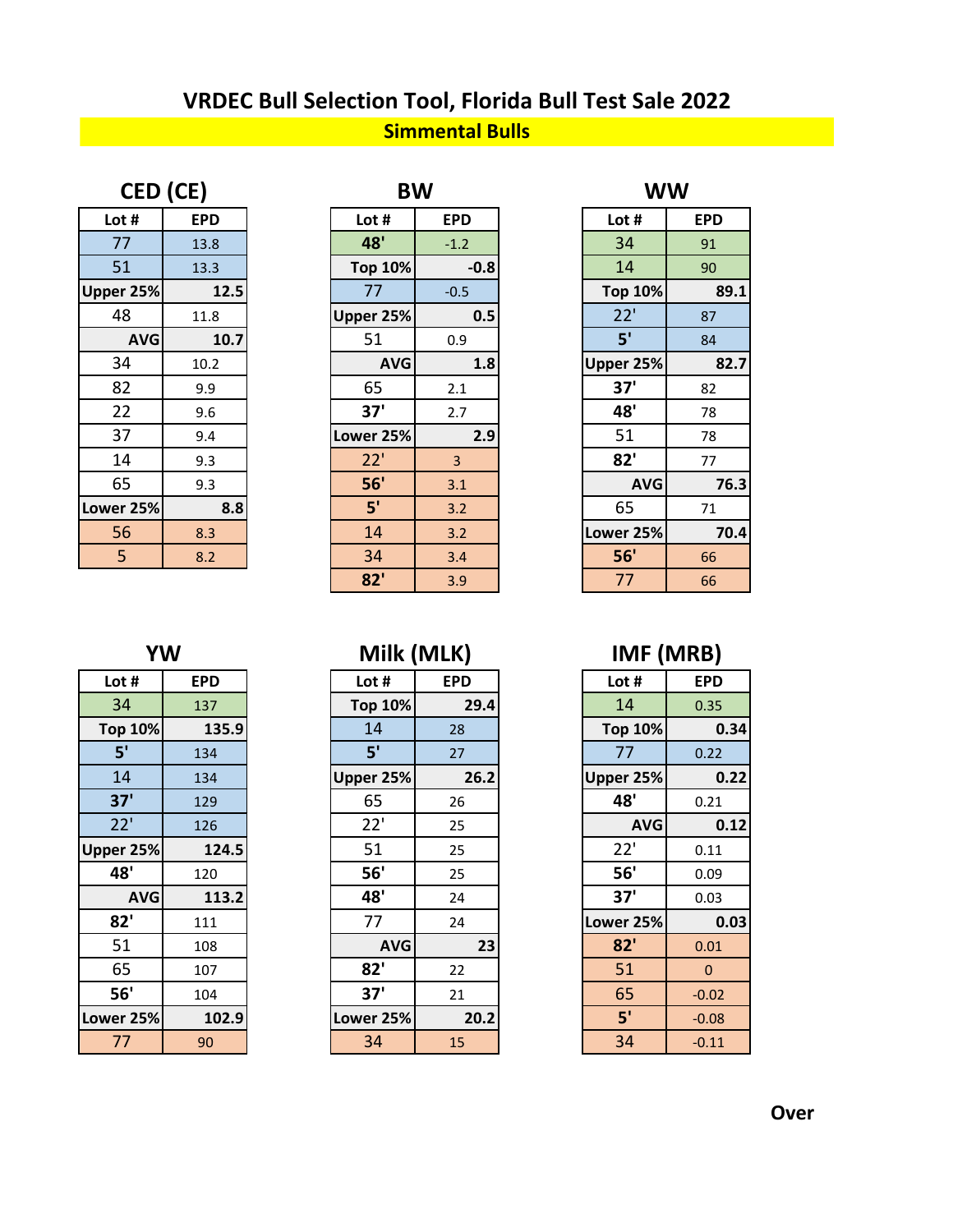# VRDEC Bull Selection Tool, Florida Bull Test Sale 2022

## Simmental Bulls

### CED (CE)

| Lot # | EPD |
| --- | --- |
| 77 | 13.8 |
| 51 | 13.3 |
| **Upper 25%** | **12.5** |
| 48 | 11.8 |
| **AVG** | **10.7** |
| 34 | 10.2 |
| 82 | 9.9 |
| 22 | 9.6 |
| 37 | 9.4 |
| 14 | 9.3 |
| 65 | 9.3 |
| **Lower 25%** | **8.8** |
| 56 | 8.3 |
| 5 | 8.2 |

### BW

| Lot # | EPD |
| --- | --- |
| **48'** | -1.2 |
| **Top 10%** | **-0.8** |
| 77 | -0.5 |
| **Upper 25%** | **0.5** |
| 51 | 0.9 |
| **AVG** | **1.8** |
| 65 | 2.1 |
| **37'** | 2.7 |
| **Lower 25%** | **2.9** |
| 22' | 3 |
| **56'** | 3.1 |
| **5'** | 3.2 |
| 14 | 3.2 |
| 34 | 3.4 |
| **82'** | 3.9 |

### WW

| Lot # | EPD |
| --- | --- |
| 34 | 91 |
| 14 | 90 |
| **Top 10%** | **89.1** |
| 22' | 87 |
| **5'** | 84 |
| **Upper 25%** | **82.7** |
| **37'** | 82 |
| **48'** | 78 |
| 51 | 78 |
| **82'** | 77 |
| **AVG** | **76.3** |
| 65 | 71 |
| **Lower 25%** | **70.4** |
| **56'** | 66 |
| 77 | 66 |

### YW

| Lot # | EPD |
| --- | --- |
| 34 | 137 |
| **Top 10%** | **135.9** |
| **5'** | 134 |
| 14 | 134 |
| **37'** | 129 |
| 22' | 126 |
| **Upper 25%** | **124.5** |
| **48'** | 120 |
| **AVG** | **113.2** |
| **82'** | 111 |
| 51 | 108 |
| 65 | 107 |
| **56'** | 104 |
| **Lower 25%** | **102.9** |
| 77 | 90 |

### Milk (MLK)

| Lot # | EPD |
| --- | --- |
| **Top 10%** | **29.4** |
| 14 | 28 |
| **5'** | 27 |
| **Upper 25%** | **26.2** |
| 65 | 26 |
| 22' | 25 |
| 51 | 25 |
| **56'** | 25 |
| **48'** | 24 |
| 77 | 24 |
| **AVG** | **23** |
| **82'** | 22 |
| **37'** | 21 |
| **Lower 25%** | **20.2** |
| 34 | 15 |

### IMF (MRB)

| Lot # | EPD |
| --- | --- |
| 14 | 0.35 |
| **Top 10%** | **0.34** |
| 77 | 0.22 |
| **Upper 25%** | **0.22** |
| **48'** | 0.21 |
| **AVG** | **0.12** |
| 22' | 0.11 |
| **56'** | 0.09 |
| **37'** | 0.03 |
| **Lower 25%** | **0.03** |
| **82'** | 0.01 |
| 51 | 0 |
| 65 | -0.02 |
| **5'** | -0.08 |
| 34 | -0.11 |

**Over**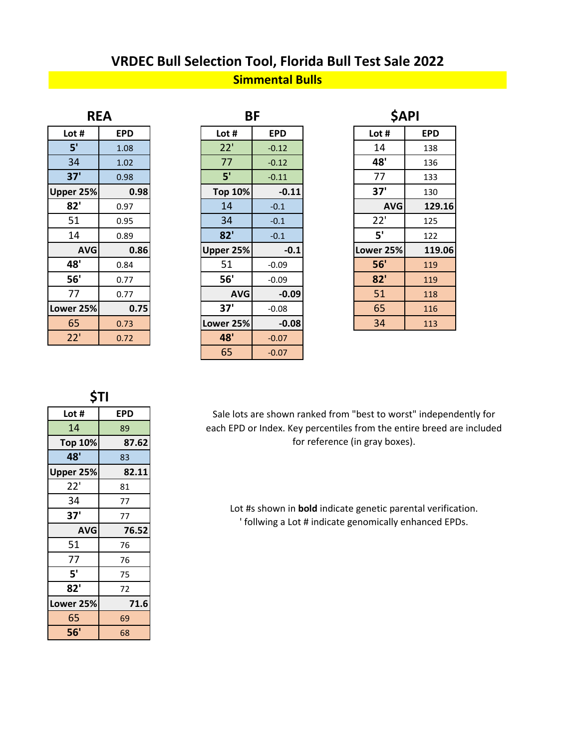# VRDEC Bull Selection Tool, Florida Bull Test Sale 2022

## Simmental Bulls

### REA

| Lot # | EPD |
|---|---|
| **5'** | 1.08 |
| 34 | 1.02 |
| **37'** | 0.98 |
| **Upper 25%** | **0.98** |
| **82'** | 0.97 |
| 51 | 0.95 |
| 14 | 0.89 |
| **AVG** | **0.86** |
| **48'** | 0.84 |
| **56'** | 0.77 |
| 77 | 0.77 |
| **Lower 25%** | **0.75** |
| 65 | 0.73 |
| 22' | 0.72 |

### BF

| Lot # | EPD |
|---|---|
| 22' | -0.12 |
| 77 | -0.12 |
| **5'** | -0.11 |
| **Top 10%** | **-0.11** |
| 14 | -0.1 |
| 34 | -0.1 |
| **82'** | -0.1 |
| **Upper 25%** | **-0.1** |
| 51 | -0.09 |
| **56'** | -0.09 |
| **AVG** | **-0.09** |
| **37'** | -0.08 |
| **Lower 25%** | **-0.08** |
| **48'** | -0.07 |
| 65 | -0.07 |

### $API

| Lot # | EPD |
|---|---|
| 14 | 138 |
| **48'** | 136 |
| 77 | 133 |
| **37'** | 130 |
| **AVG** | **129.16** |
| 22' | 125 |
| **5'** | 122 |
| **Lower 25%** | **119.06** |
| **56'** | 119 |
| **82'** | 119 |
| 51 | 118 |
| 65 | 116 |
| 34 | 113 |

### $TI

| Lot # | EPD |
|---|---|
| 14 | 89 |
| **Top 10%** | **87.62** |
| **48'** | 83 |
| **Upper 25%** | **82.11** |
| 22' | 81 |
| 34 | 77 |
| **37'** | 77 |
| **AVG** | **76.52** |
| 51 | 76 |
| 77 | 76 |
| **5'** | 75 |
| **82'** | 72 |
| **Lower 25%** | **71.6** |
| 65 | 69 |
| **56'** | 68 |

Sale lots are shown ranked from "best to worst" independently for each EPD or Index. Key percentiles from the entire breed are included for reference (in gray boxes).

Lot #s shown in **bold** indicate genetic parental verification.
' follwing a Lot # indicate genomically enhanced EPDs.